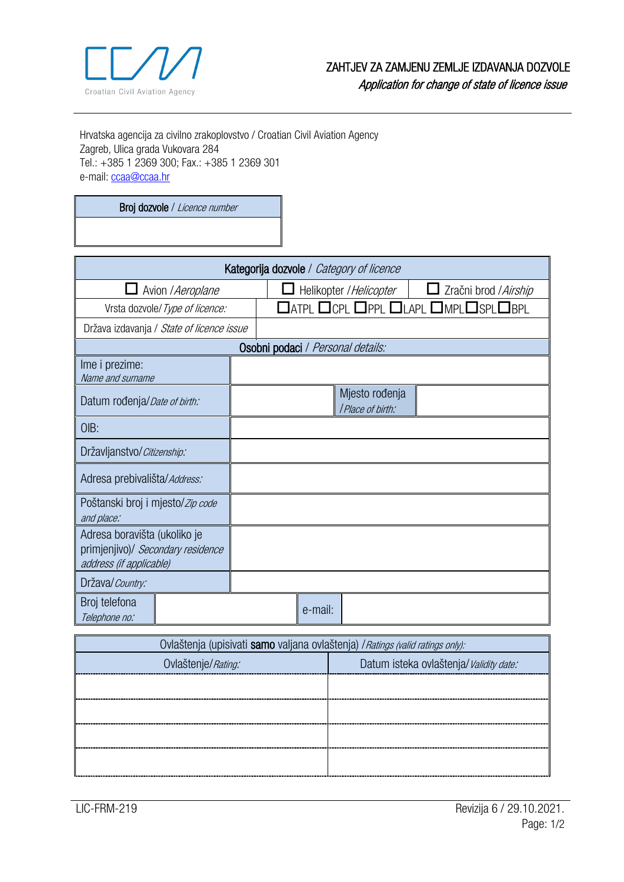Croatian Civil Aviation Agency

# ZAHTJEV ZA ZAMJENU ZEMLJE IZDAVANJA DOZVOLE

*Application for change of state of licence issue*

Hrvatska agencija za civilno zrakoplovstvo / Croatian Civil Aviation Agency
Zagreb, Ulica grada Vukovara 284
Tel.: +385 1 2369 300; Fax.: +385 1 2369 301
e-mail: ccaa@ccaa.hr

| **Broj dozvole** / *Licence number* |
|---|
| |

| **Kategorija dozvole** / *Category of licence* | | | |
|---|---|---|---|
| ☐ Avion / *Aeroplane* | ☐ Helikopter / *Helicopter* | | ☐ Zračni brod / *Airship* |
| Vrsta dozvole/ *Type of licence:* | ☐ATPL ☐CPL ☐PPL ☐LAPL ☐MPL ☐SPL ☐BPL | | |
| Država izdavanja / *State of licence issue* | | | |
| **Osobni podaci** / *Personal details:* | | | |
| Ime i prezime: *Name and surname* | | | |
| Datum rođenja/ *Date of birth:* | | Mjesto rođenja / *Place of birth:* | |
| OIB: | | | |
| Državljanstvo/ *Citizenship:* | | | |
| Adresa prebivališta/ *Address:* | | | |
| Poštanski broj i mjesto/ *Zip code and place:* | | | |
| Adresa boravišta (ukoliko je primjenjivo)/ *Secondary residence address (if applicable)* | | | |
| Država/ *Country:* | | | |
| Broj telefona *Telephone no:* | | e-mail: | |

| Ovlaštenja (upisivati **samo** valjana ovlaštenja) / *Ratings (valid ratings only):* | |
|---|---|
| Ovlaštenje/ *Rating:* | Datum isteka ovlaštenja/ *Validity date:* |
| | |
| | |
| | |
| | |

LIC-FRM-219 Revizija 6 / 29.10.2021.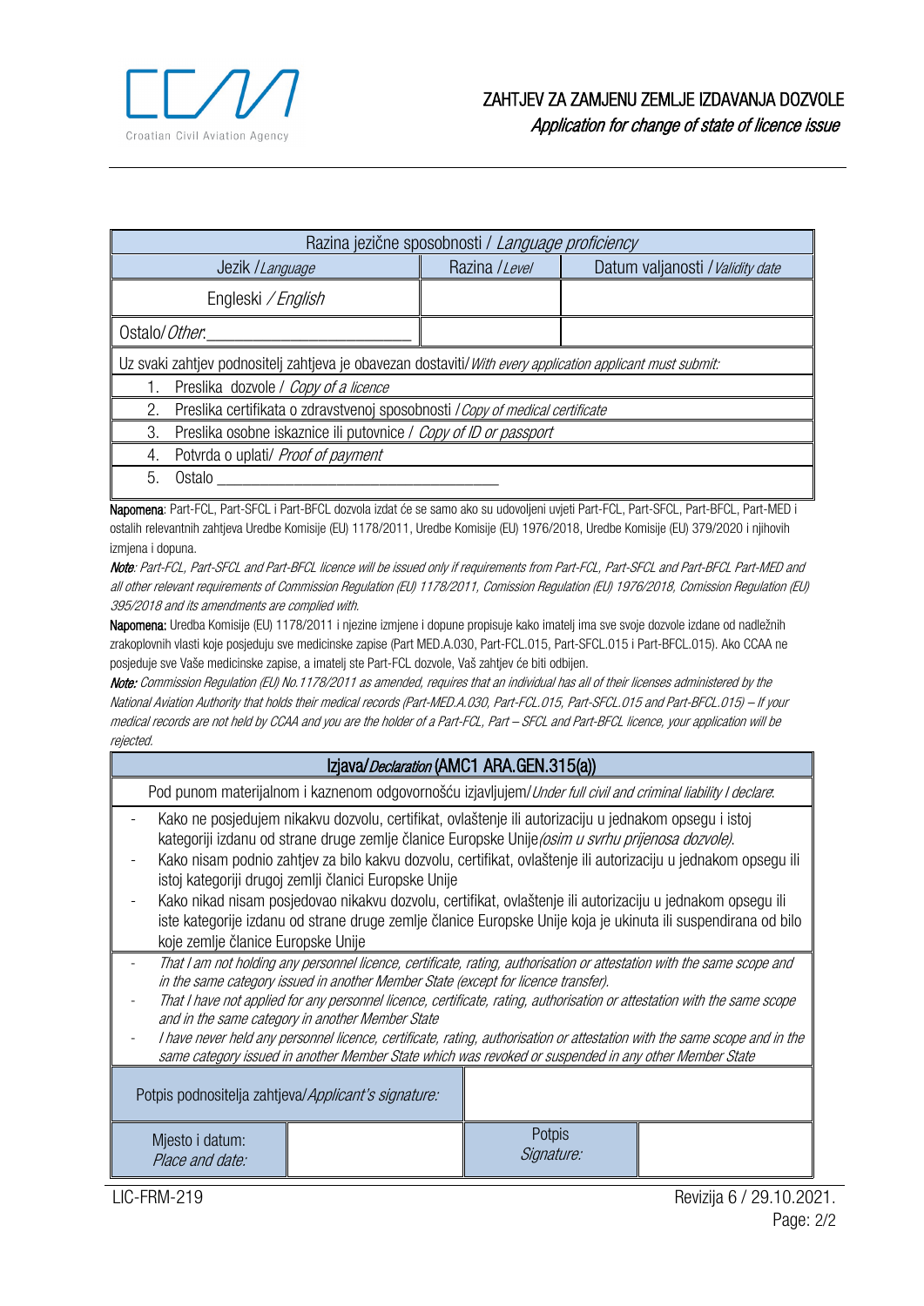Croatian Civil Aviation Agency

# ZAHTJEV ZA ZAMJENU ZEMLJE IZDAVANJA DOZVOLE

*Application for change of state of licence issue*

| Razina jezične sposobnosti / *Language proficiency* | | |
|---|---|---|
| Jezik / *Language* | Razina / *Level* | Datum valjanosti / *Validity date* |
| Engleski / *English* | | |
| Ostalo/ *Other*:________________________ | | |

Uz svaki zahtjev podnositelj zahtjeva je obavezan dostaviti/ *With every application applicant must submit:*

1. Preslika dozvole / *Copy of a licence*
2. Preslika certifikata o zdravstvenoj sposobnosti / *Copy of medical certificate*
3. Preslika osobne iskaznice ili putovnice / *Copy of ID or passport*
4. Potvrda o uplati/ *Proof of payment*
5. Ostalo ___________________________________

**Napomena**: Part-FCL, Part-SFCL i Part-BFCL dozvola izdat će se samo ako su udovoljeni uvjeti Part-FCL, Part-SFCL, Part-BFCL, Part-MED i ostalih relevantnih zahtjeva Uredbe Komisije (EU) 1178/2011, Uredbe Komisije (EU) 1976/2018, Uredbe Komisije (EU) 379/2020 i njihovih izmjena i dopuna.

***Note***: *Part-FCL, Part-SFCL and Part-BFCL licence will be issued only if requirements from Part-FCL, Part-SFCL and Part-BFCL Part-MED and all other relevant requirements of Commission Regulation (EU) 1178/2011, Comission Regulation (EU) 1976/2018, Comission Regulation (EU) 395/2018 and its amendments are complied with.*

**Napomena:** Uredba Komisije (EU) 1178/2011 i njezine izmjene i dopune propisuje kako imatelj ima sve svoje dozvole izdane od nadležnih zrakoplovnih vlasti koje posjeduju sve medicinske zapise (Part MED.A.030, Part-FCL.015, Part-SFCL.015 i Part-BFCL.015). Ako CCAA ne posjeduje sve Vaše medicinske zapise, a imatelj ste Part-FCL dozvole, Vaš zahtjev će biti odbijen.

***Note:*** *Commission Regulation (EU) No.1178/2011 as amended, requires that an individual has all of their licenses administered by the National Aviation Authority that holds their medical records (Part-MED.A.030, Part-FCL.015, Part-SFCL.015 and Part-BFCL.015) – If your medical records are not held by CCAA and you are the holder of a Part-FCL, Part – SFCL and Part-BFCL licence, your application will be rejected.*

## Izjava/*Declaration* (AMC1 ARA.GEN.315(a))

Pod punom materijalnom i kaznenom odgovornošću izjavljujem/ *Under full civil and criminal liability I declare*:

- Kako ne posjedujem nikakvu dozvolu, certifikat, ovlaštenje ili autorizaciju u jednakom opsegu i istoj kategoriji izdanu od strane druge zemlje članice Europske Unije *(osim u svrhu prijenosa dozvole)*.
- Kako nisam podnio zahtjev za bilo kakvu dozvolu, certifikat, ovlaštenje ili autorizaciju u jednakom opsegu ili istoj kategoriji drugoj zemlji članici Europske Unije
- Kako nikad nisam posjedovao nikakvu dozvolu, certifikat, ovlaštenje ili autorizaciju u jednakom opsegu ili iste kategorije izdanu od strane druge zemlje članice Europske Unije koja je ukinuta ili suspendirana od bilo koje zemlje članice Europske Unije

- *That I am not holding any personnel licence, certificate, rating, authorisation or attestation with the same scope and in the same category issued in another Member State (except for licence transfer).*
- *That I have not applied for any personnel licence, certificate, rating, authorisation or attestation with the same scope and in the same category in another Member State*
- *I have never held any personnel licence, certificate, rating, authorisation or attestation with the same scope and in the same category issued in another Member State which was revoked or suspended in any other Member State*

| | | | |
|---|---|---|---|
| Potpis podnositelja zahtjeva/ *Applicant's signature:* | | | |
| Mjesto i datum: *Place and date:* | | Potpis *Signature:* | |

LIC-FRM-219 Revizija 6 / 29.10.2021.